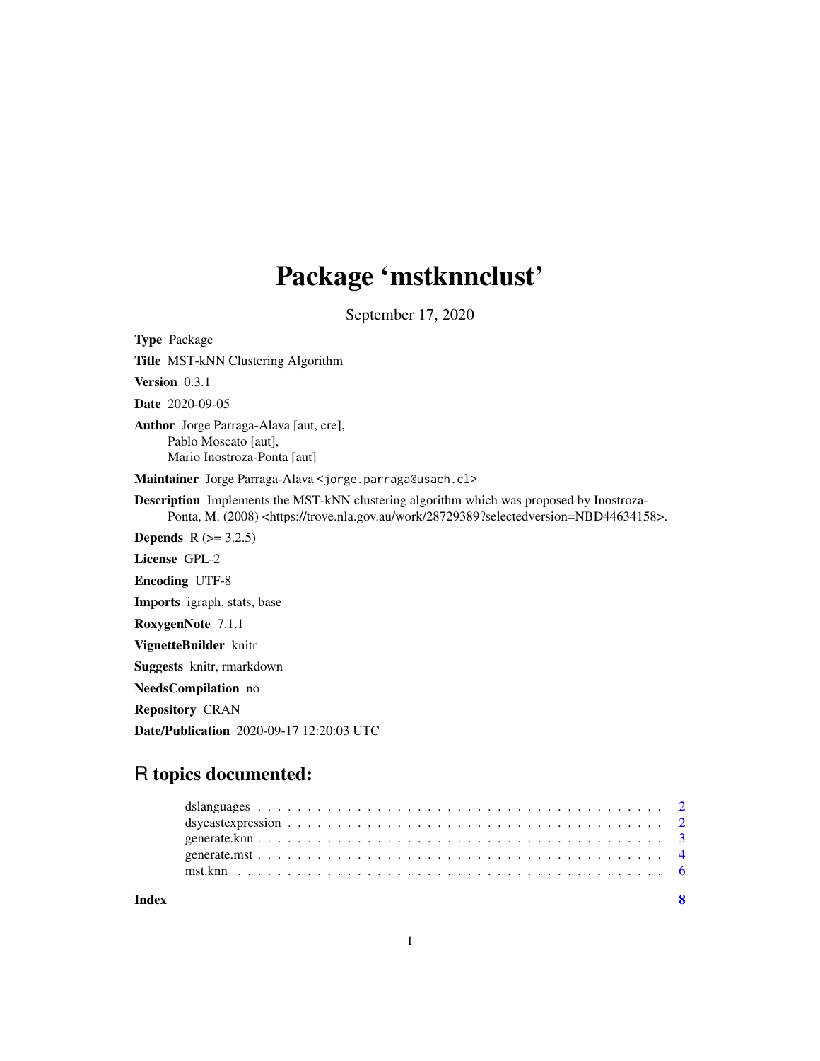# Package 'mstknnclust'

September 17, 2020

**Type** Package

**Title** MST-kNN Clustering Algorithm

**Version** 0.3.1

**Date** 2020-09-05

**Author** Jorge Parraga-Alava [aut, cre],
Pablo Moscato [aut],
Mario Inostroza-Ponta [aut]

**Maintainer** Jorge Parraga-Alava <jorge.parraga@usach.cl>

**Description** Implements the MST-kNN clustering algorithm which was proposed by Inostroza-Ponta, M. (2008) <https://trove.nla.gov.au/work/28729389?selectedversion=NBD44634158>.

**Depends** R (>= 3.2.5)

**License** GPL-2

**Encoding** UTF-8

**Imports** igraph, stats, base

**RoxygenNote** 7.1.1

**VignetteBuilder** knitr

**Suggests** knitr, rmarkdown

**NeedsCompilation** no

**Repository** CRAN

**Date/Publication** 2020-09-17 12:20:03 UTC

## R topics documented:

| | |
|---|---|
| dslanguages | 2 |
| dsyeastexpression | 2 |
| generate.knn | 3 |
| generate.mst | 4 |
| mst.knn | 6 |
| **Index** | **8** |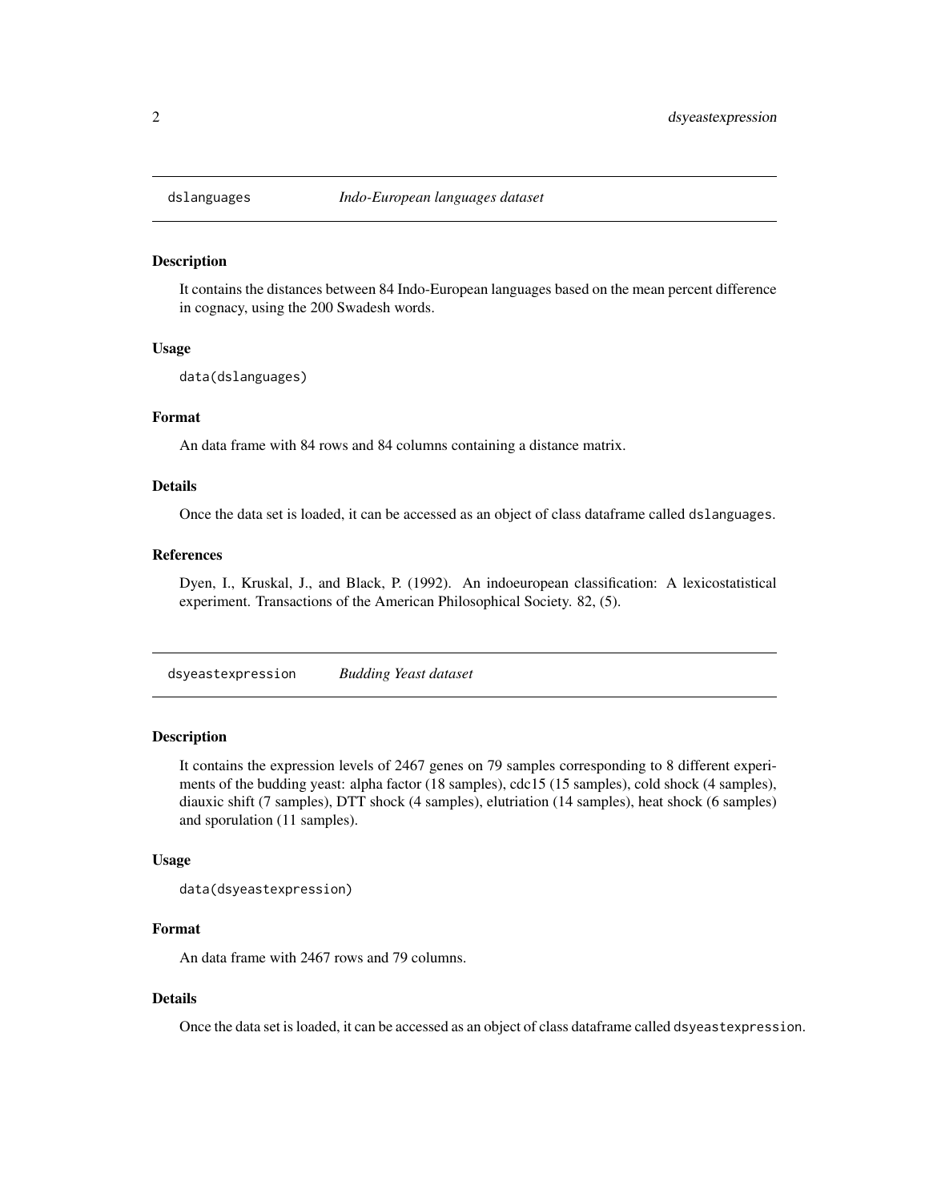## dslanguages *Indo-European languages dataset*

### Description

It contains the distances between 84 Indo-European languages based on the mean percent difference in cognacy, using the 200 Swadesh words.

### Usage

```
data(dslanguages)
```

### Format

An data frame with 84 rows and 84 columns containing a distance matrix.

### Details

Once the data set is loaded, it can be accessed as an object of class dataframe called `dslanguages`.

### References

Dyen, I., Kruskal, J., and Black, P. (1992). An indoeuropean classification: A lexicostatistical experiment. Transactions of the American Philosophical Society. 82, (5).

## dsyeastexpression *Budding Yeast dataset*

### Description

It contains the expression levels of 2467 genes on 79 samples corresponding to 8 different experiments of the budding yeast: alpha factor (18 samples), cdc15 (15 samples), cold shock (4 samples), diauxic shift (7 samples), DTT shock (4 samples), elutriation (14 samples), heat shock (6 samples) and sporulation (11 samples).

### Usage

```
data(dsyeastexpression)
```

### Format

An data frame with 2467 rows and 79 columns.

### Details

Once the data set is loaded, it can be accessed as an object of class dataframe called `dsyeastexpression`.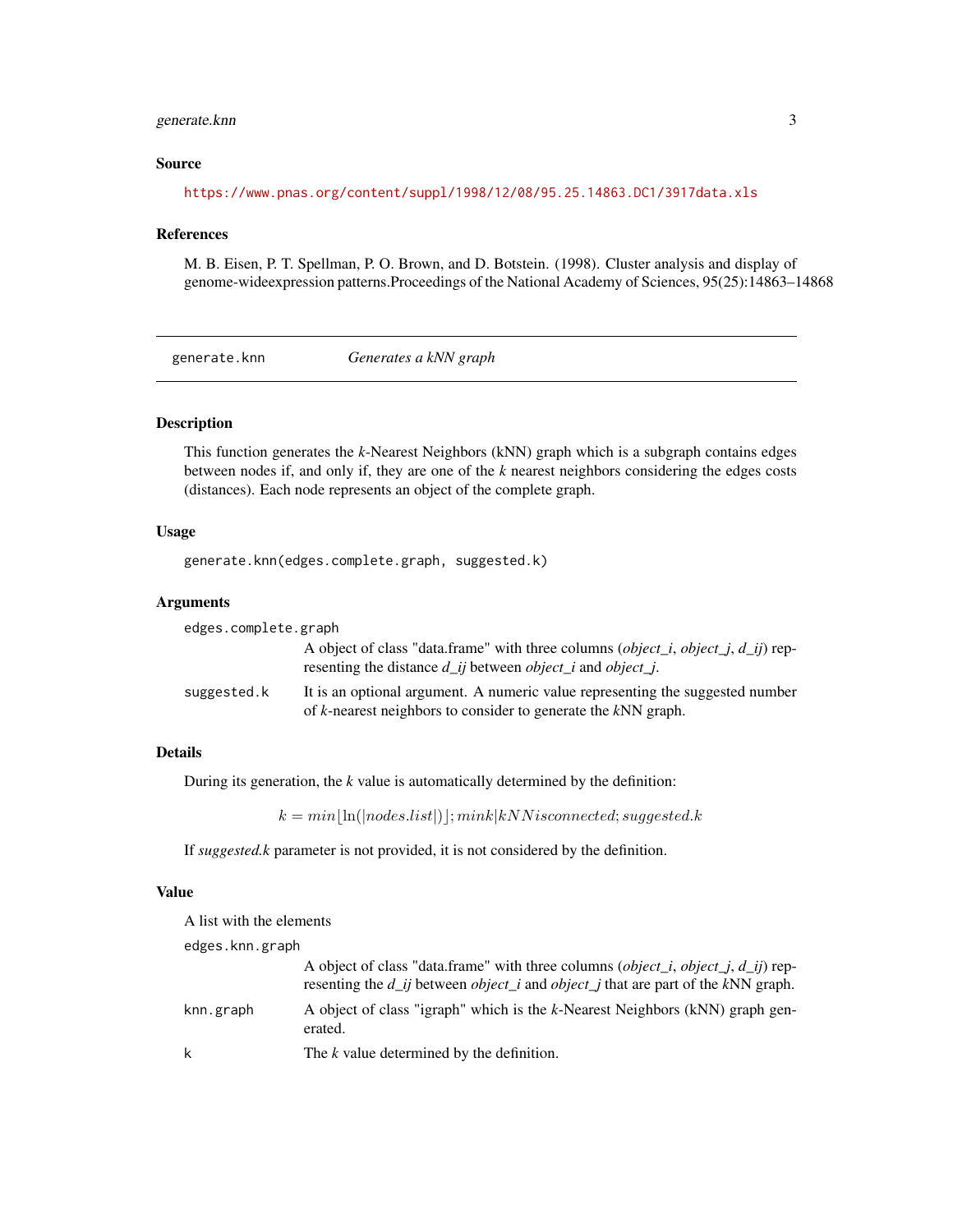### Source

https://www.pnas.org/content/suppl/1998/12/08/95.25.14863.DC1/3917data.xls

### References

M. B. Eisen, P. T. Spellman, P. O. Brown, and D. Botstein. (1998). Cluster analysis and display of genome-wideexpression patterns.Proceedings of the National Academy of Sciences, 95(25):14863–14868

---

## generate.knn — *Generates a kNN graph*

### Description

This function generates the *k*-Nearest Neighbors (kNN) graph which is a subgraph contains edges between nodes if, and only if, they are one of the *k* nearest neighbors considering the edges costs (distances). Each node represents an object of the complete graph.

### Usage

```
generate.knn(edges.complete.graph, suggested.k)
```

### Arguments

`edges.complete.graph`
: A object of class "data.frame" with three columns (*object_i*, *object_j*, *d_ij*) representing the distance *d_ij* between *object_i* and *object_j*.

`suggested.k`
: It is an optional argument. A numeric value representing the suggested number of *k*-nearest neighbors to consider to generate the *k*NN graph.

### Details

During its generation, the *k* value is automatically determined by the definition:

$$k = min\lfloor \ln(|nodes.list|) \rfloor ; mink|kNNisconnected; suggested.k$$

If *suggested.k* parameter is not provided, it is not considered by the definition.

### Value

A list with the elements

`edges.knn.graph`
: A object of class "data.frame" with three columns (*object_i*, *object_j*, *d_ij*) representing the *d_ij* between *object_i* and *object_j* that are part of the *k*NN graph.

`knn.graph`
: A object of class "igraph" which is the *k*-Nearest Neighbors (kNN) graph generated.

`k`
: The *k* value determined by the definition.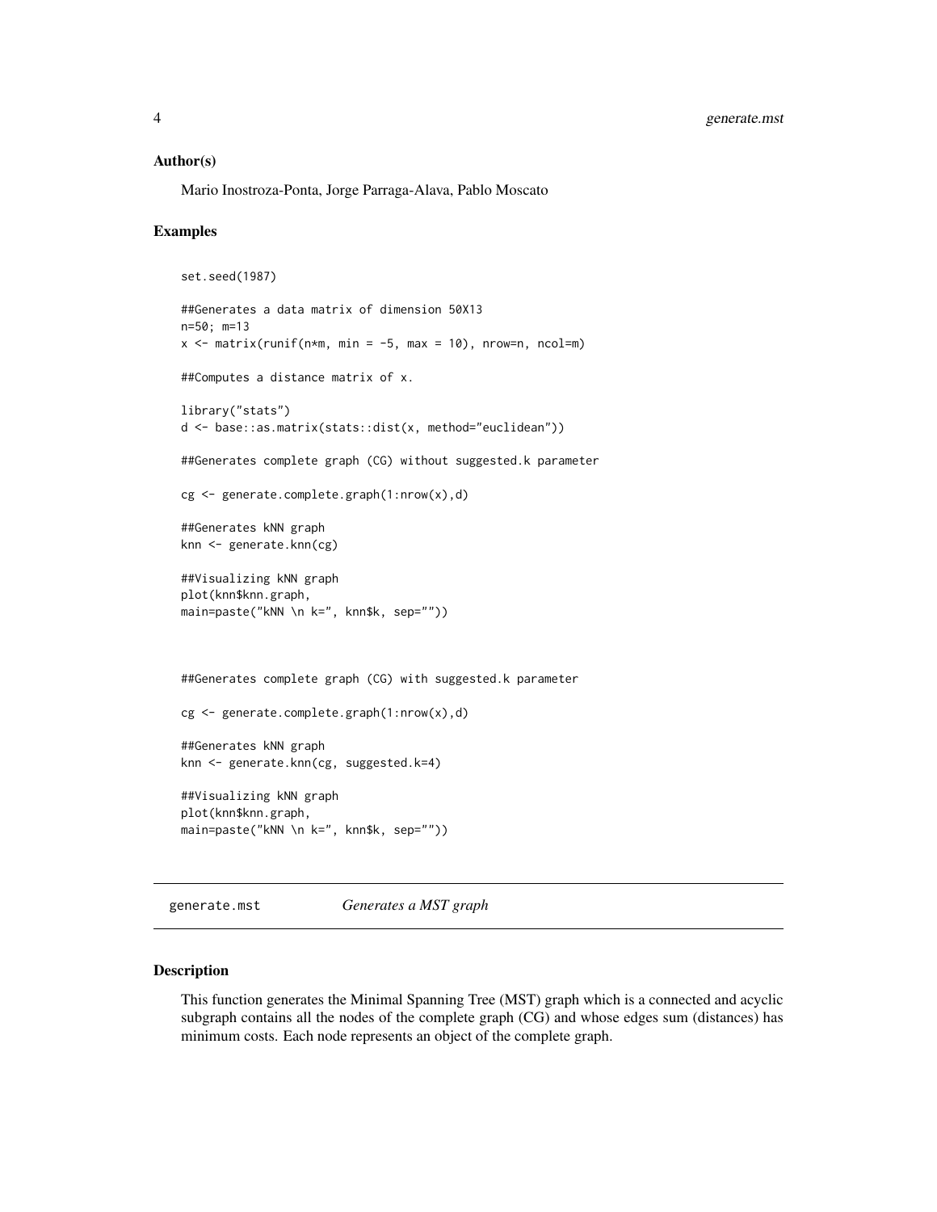### Author(s)

Mario Inostroza-Ponta, Jorge Parraga-Alava, Pablo Moscato

### Examples

```
set.seed(1987)

##Generates a data matrix of dimension 50X13
n=50; m=13
x <- matrix(runif(n*m, min = -5, max = 10), nrow=n, ncol=m)

##Computes a distance matrix of x.

library("stats")
d <- base::as.matrix(stats::dist(x, method="euclidean"))

##Generates complete graph (CG) without suggested.k parameter

cg <- generate.complete.graph(1:nrow(x),d)

##Generates kNN graph
knn <- generate.knn(cg)

##Visualizing kNN graph
plot(knn$knn.graph,
main=paste("kNN \n k=", knn$k, sep=""))



##Generates complete graph (CG) with suggested.k parameter

cg <- generate.complete.graph(1:nrow(x),d)

##Generates kNN graph
knn <- generate.knn(cg, suggested.k=4)

##Visualizing kNN graph
plot(knn$knn.graph,
main=paste("kNN \n k=", knn$k, sep=""))
```

## generate.mst — *Generates a MST graph*

### Description

This function generates the Minimal Spanning Tree (MST) graph which is a connected and acyclic subgraph contains all the nodes of the complete graph (CG) and whose edges sum (distances) has minimum costs. Each node represents an object of the complete graph.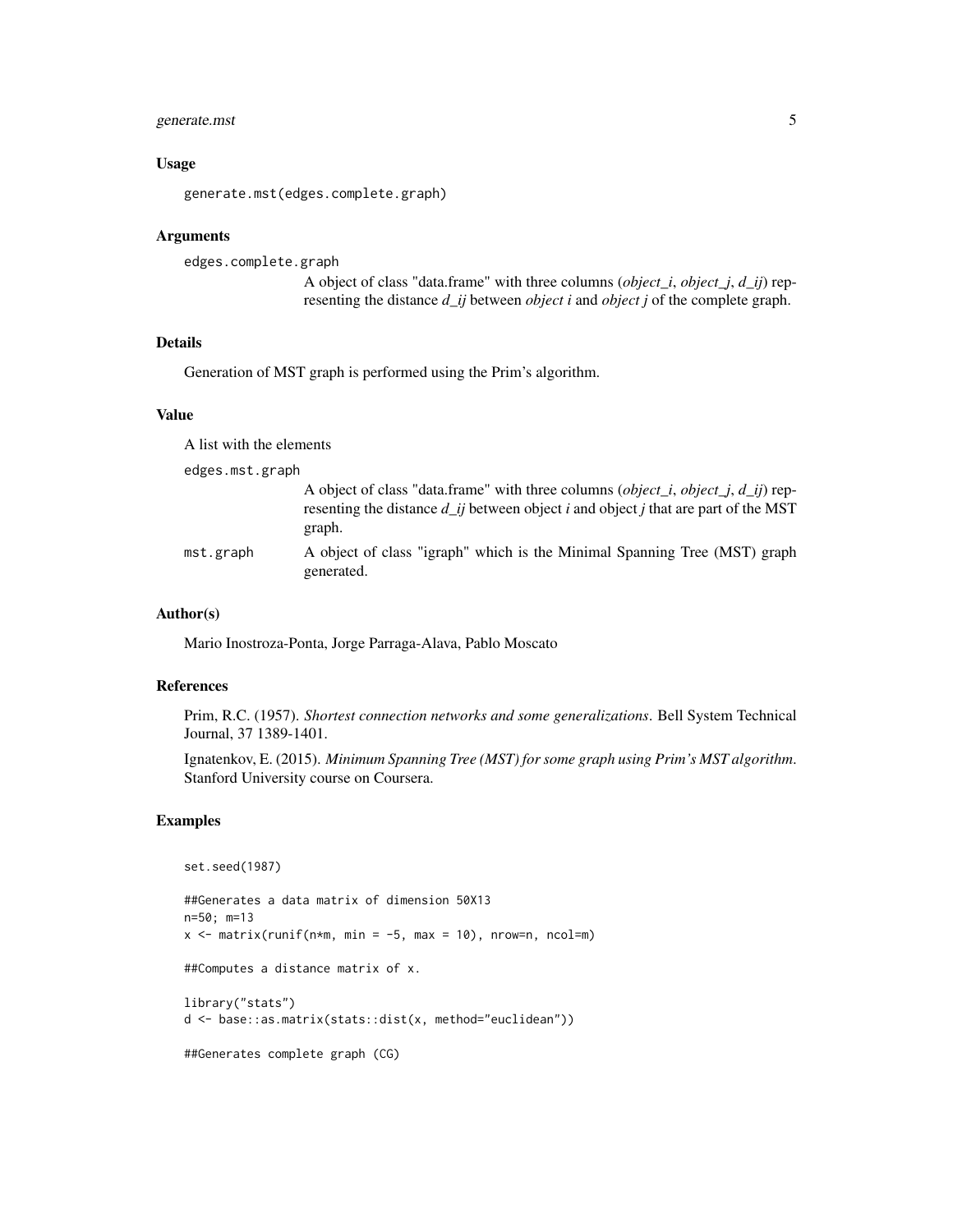### Usage

```
generate.mst(edges.complete.graph)
```

### Arguments

`edges.complete.graph`
A object of class "data.frame" with three columns (*object_i*, *object_j*, *d_ij*) representing the distance *d_ij* between *object i* and *object j* of the complete graph.

### Details

Generation of MST graph is performed using the Prim's algorithm.

### Value

A list with the elements

`edges.mst.graph`
A object of class "data.frame" with three columns (*object_i*, *object_j*, *d_ij*) representing the distance *d_ij* between object *i* and object *j* that are part of the MST graph.

`mst.graph`
A object of class "igraph" which is the Minimal Spanning Tree (MST) graph generated.

### Author(s)

Mario Inostroza-Ponta, Jorge Parraga-Alava, Pablo Moscato

### References

Prim, R.C. (1957). *Shortest connection networks and some generalizations*. Bell System Technical Journal, 37 1389-1401.

Ignatenkov, E. (2015). *Minimum Spanning Tree (MST) for some graph using Prim's MST algorithm*. Stanford University course on Coursera.

### Examples

```
set.seed(1987)

##Generates a data matrix of dimension 50X13
n=50; m=13
x <- matrix(runif(n*m, min = -5, max = 10), nrow=n, ncol=m)

##Computes a distance matrix of x.

library("stats")
d <- base::as.matrix(stats::dist(x, method="euclidean"))

##Generates complete graph (CG)
```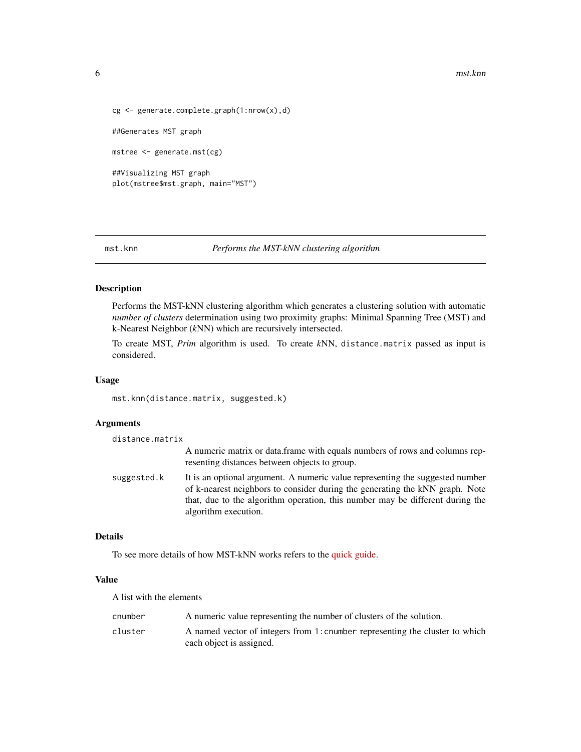```
cg <- generate.complete.graph(1:nrow(x),d)

##Generates MST graph

mstree <- generate.mst(cg)

##Visualizing MST graph
plot(mstree$mst.graph, main="MST")
```

## mst.knn — *Performs the MST-kNN clustering algorithm*

### Description

Performs the MST-kNN clustering algorithm which generates a clustering solution with automatic *number of clusters* determination using two proximity graphs: Minimal Spanning Tree (MST) and k-Nearest Neighbor (*k*NN) which are recursively intersected.

To create MST, *Prim* algorithm is used. To create *k*NN, `distance.matrix` passed as input is considered.

### Usage

```
mst.knn(distance.matrix, suggested.k)
```

### Arguments

`distance.matrix`
: A numeric matrix or data.frame with equals numbers of rows and columns representing distances between objects to group.

`suggested.k`
: It is an optional argument. A numeric value representing the suggested number of k-nearest neighbors to consider during the generating the kNN graph. Note that, due to the algorithm operation, this number may be different during the algorithm execution.

### Details

To see more details of how MST-kNN works refers to the quick guide.

### Value

A list with the elements

`cnumber`
: A numeric value representing the number of clusters of the solution.

`cluster`
: A named vector of integers from `1:cnumber` representing the cluster to which each object is assigned.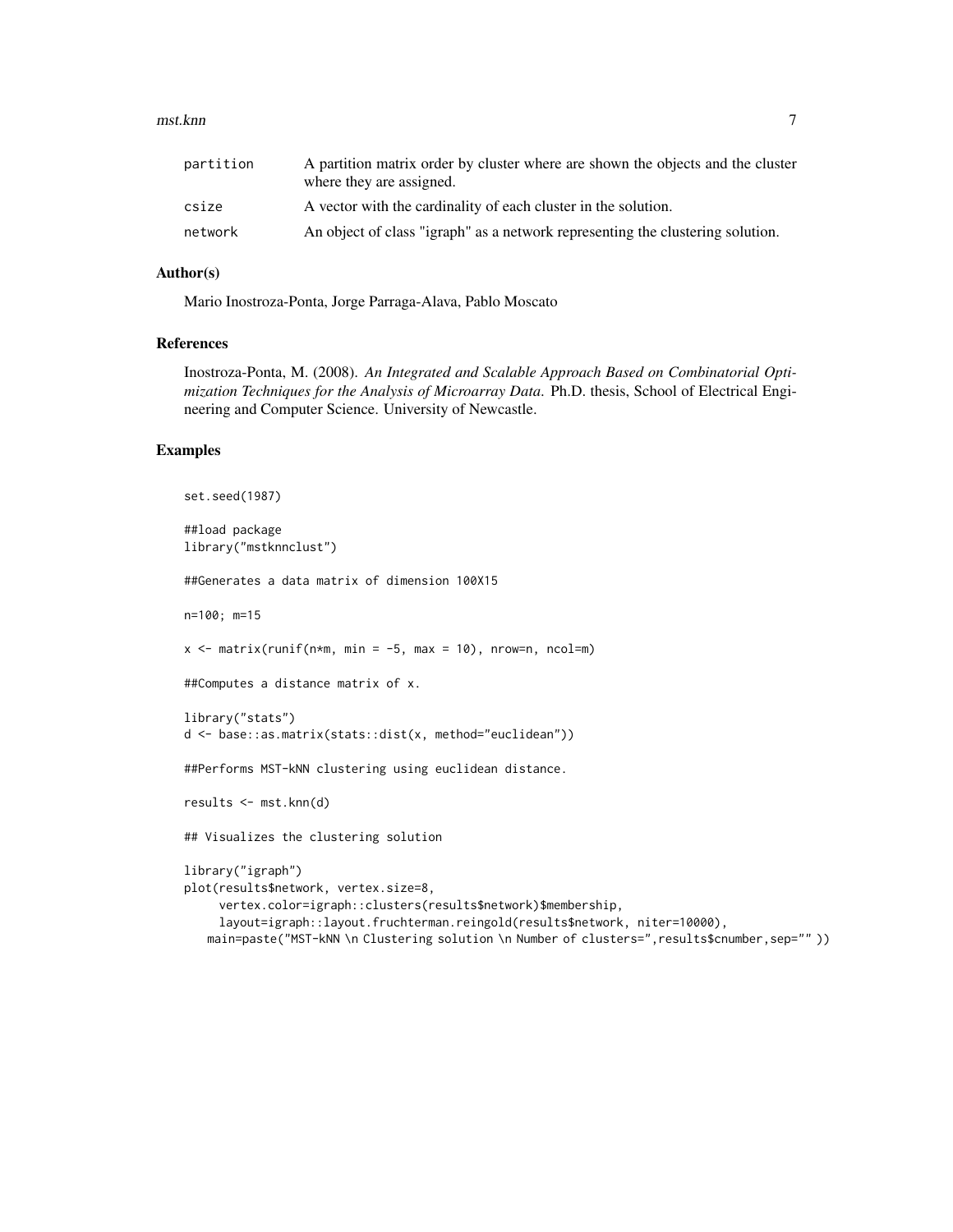| | |
|---|---|
| partition | A partition matrix order by cluster where are shown the objects and the cluster where they are assigned. |
| csize | A vector with the cardinality of each cluster in the solution. |
| network | An object of class "igraph" as a network representing the clustering solution. |

## Author(s)

Mario Inostroza-Ponta, Jorge Parraga-Alava, Pablo Moscato

## References

Inostroza-Ponta, M. (2008). *An Integrated and Scalable Approach Based on Combinatorial Optimization Techniques for the Analysis of Microarray Data.* Ph.D. thesis, School of Electrical Engineering and Computer Science. University of Newcastle.

## Examples

```
set.seed(1987)

##load package
library("mstknnclust")

##Generates a data matrix of dimension 100X15

n=100; m=15

x <- matrix(runif(n*m, min = -5, max = 10), nrow=n, ncol=m)

##Computes a distance matrix of x.

library("stats")
d <- base::as.matrix(stats::dist(x, method="euclidean"))

##Performs MST-kNN clustering using euclidean distance.

results <- mst.knn(d)

## Visualizes the clustering solution

library("igraph")
plot(results$network, vertex.size=8,
     vertex.color=igraph::clusters(results$network)$membership,
     layout=igraph::layout.fruchterman.reingold(results$network, niter=10000),
   main=paste("MST-kNN \n Clustering solution \n Number of clusters=",results$cnumber,sep="" ))
```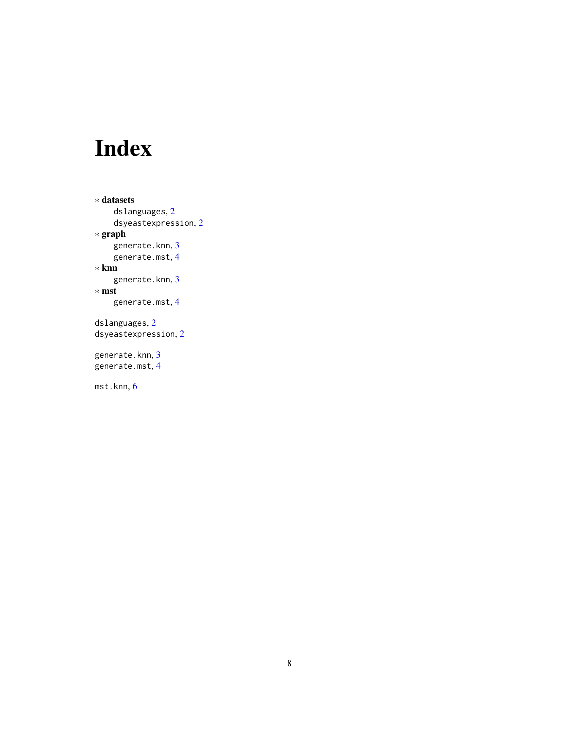# Index

∗ **datasets**
    dslanguages, 2
    dsyeastexpression, 2
∗ **graph**
    generate.knn, 3
    generate.mst, 4
∗ **knn**
    generate.knn, 3
∗ **mst**
    generate.mst, 4

dslanguages, 2
dsyeastexpression, 2

generate.knn, 3
generate.mst, 4

mst.knn, 6